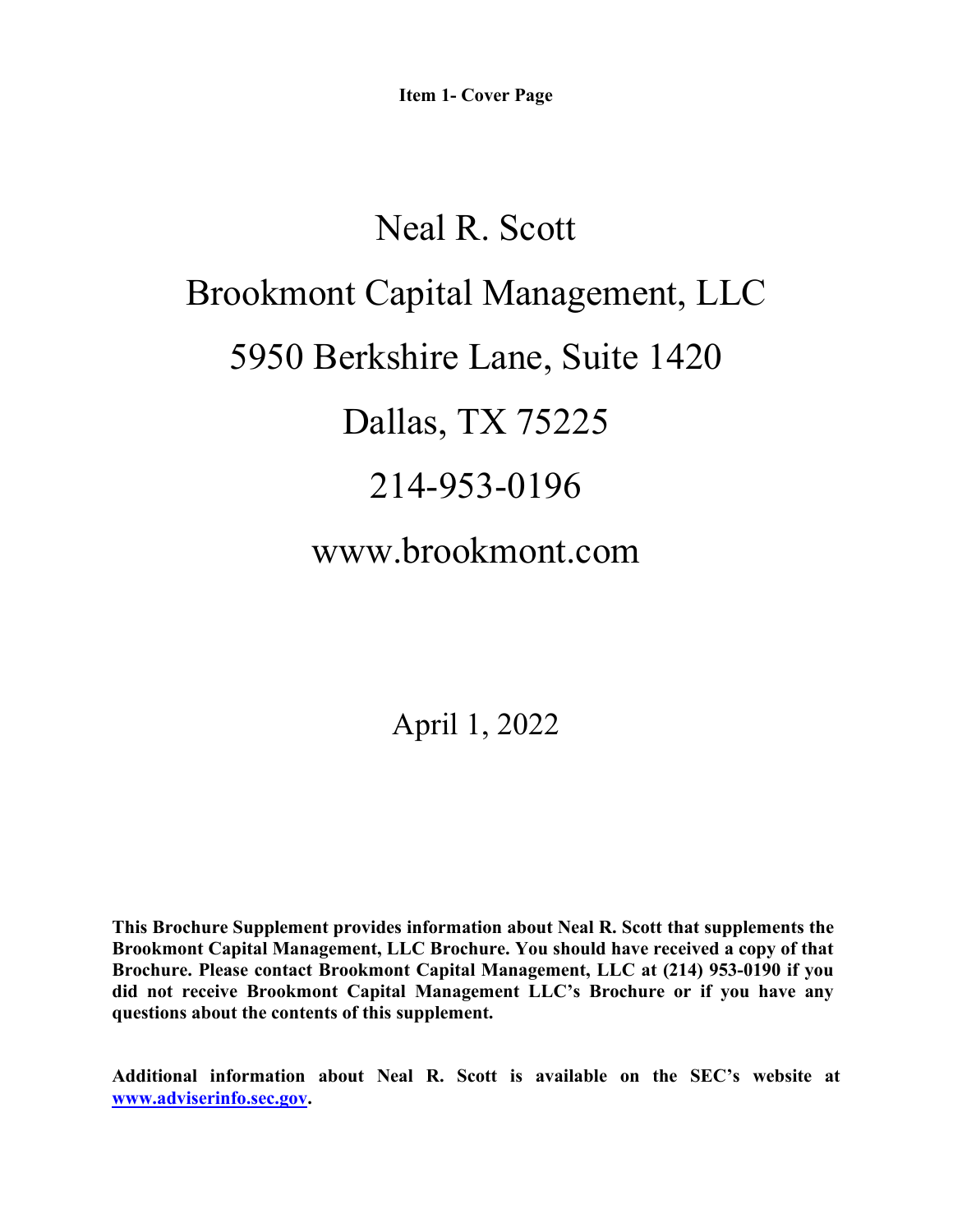**Item 1- Cover Page**

# Neal R. Scott

# Brookmont Capital Management, LLC

# 5950 Berkshire Lane, Suite 1420

# Dallas, TX 75225

# 214-953-0196

# www.brookmont.com

April 1, 2022

**This Brochure Supplement provides information about Neal R. Scott that supplements the Brookmont Capital Management, LLC Brochure. You should have received a copy of that Brochure. Please contact Brookmont Capital Management, LLC at (214) 953-0190 if you did not receive Brookmont Capital Management LLC's Brochure or if you have any questions about the contents of this supplement.**

**Additional information about Neal R. Scott is available on the SEC's website at [www.adviserinfo.sec.gov](http://www.adviserinfo.sec.gov).**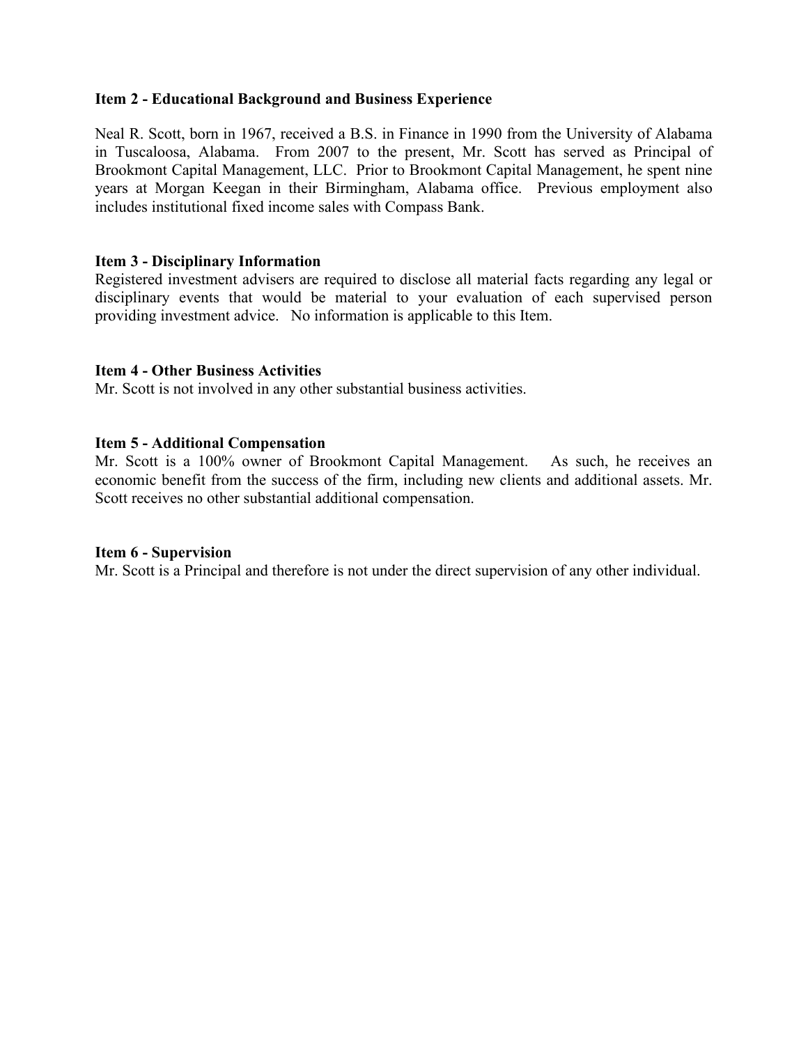## Item 2 - Educational Background and Business Experience

Neal R. Scott, born in 1967, received a B.S. in Finance in 1990 from the University of Alabama in Tuscaloosa, Alabama. From 2007 to the present, Mr. Scott has served as Principal of Brookmont Capital Management, LLC. Prior to Brookmont Capital Management, he spent nine years at Morgan Keegan in their Birmingham, Alabama office. Previous employment also includes institutional fixed income sales with Compass Bank.

## Item 3 - Disciplinary Information

Registered investment advisers are required to disclose all material facts regarding any legal or disciplinary events that would be material to your evaluation of each supervised person providing investment advice. No information is applicable to this Item.

## Item 4 - Other Business Activities

Mr. Scott is not involved in any other substantial business activities.

## Item 5 - Additional Compensation

Mr. Scott is a 100% owner of Brookmont Capital Management. As such, he receives an economic benefit from the success of the firm, including new clients and additional assets. Mr. Scott receives no other substantial additional compensation.

## Item 6 - Supervision

Mr. Scott is a Principal and therefore is not under the direct supervision of any other individual.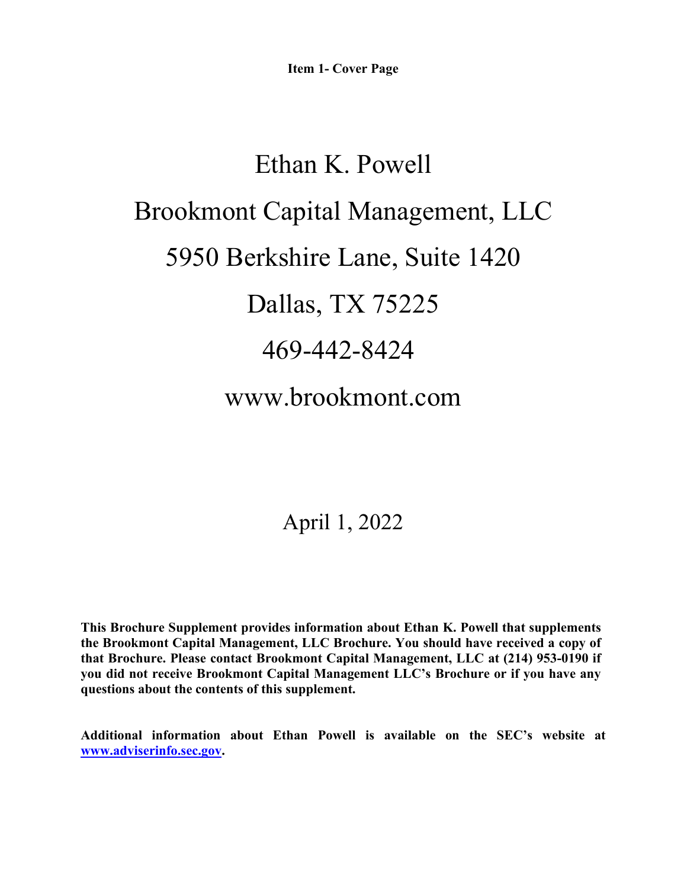**Item 1- Cover Page**

# Ethan K. Powell

# Brookmont Capital Management, LLC

# 5950 Berkshire Lane, Suite 1420

# Dallas, TX 75225

# 469-442-8424

# www.brookmont.com

April 1, 2022

**This Brochure Supplement provides information about Ethan K. Powell that supplements the Brookmont Capital Management, LLC Brochure. You should have received a copy of that Brochure. Please contact Brookmont Capital Management, LLC at (214) 953-0190 if you did not receive Brookmont Capital Management LLC's Brochure or if you have any questions about the contents of this supplement.**

**Additional information about Ethan Powell is available on the SEC's website at [www.adviserinfo.sec.gov](http://www.adviserinfo.sec.gov).**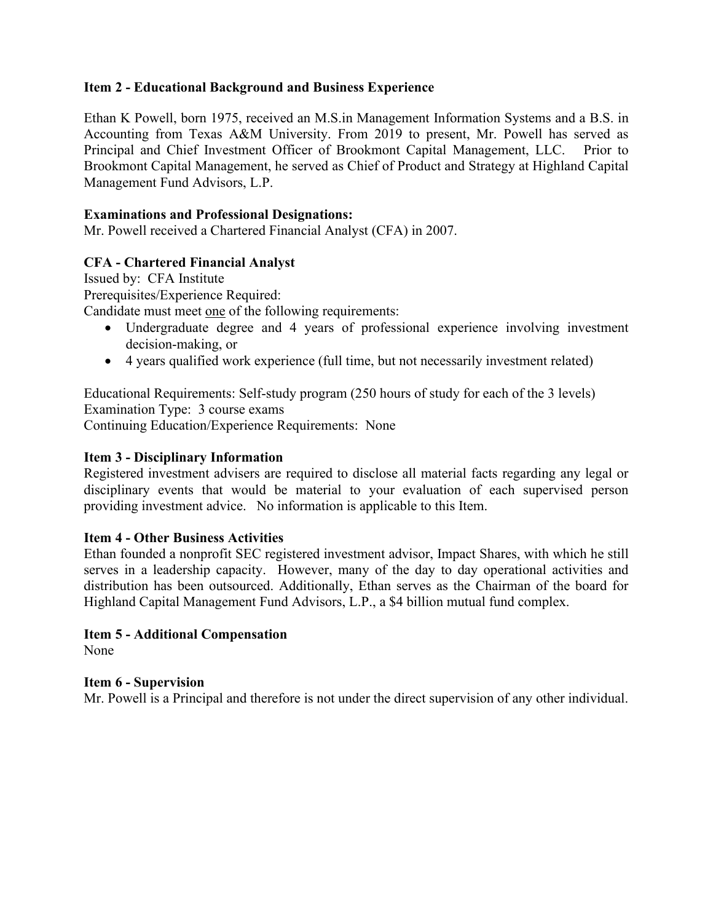### Item 2 - Educational Background and Business Experience

Ethan K Powell, born 1975, received an M.S.in Management Information Systems and a B.S. in Accounting from Texas A&M University. From 2019 to present, Mr. Powell has served as Principal and Chief Investment Officer of Brookmont Capital Management, LLC. Prior to Brookmont Capital Management, he served as Chief of Product and Strategy at Highland Capital Management Fund Advisors, L.P.

**Examinations and Professional Designations:**
Mr. Powell received a Chartered Financial Analyst (CFA) in 2007.

**CFA - Chartered Financial Analyst**
Issued by: CFA Institute
Prerequisites/Experience Required:
Candidate must meet one of the following requirements:

- Undergraduate degree and 4 years of professional experience involving investment decision-making, or
- 4 years qualified work experience (full time, but not necessarily investment related)

Educational Requirements: Self-study program (250 hours of study for each of the 3 levels)
Examination Type: 3 course exams
Continuing Education/Experience Requirements: None

### Item 3 - Disciplinary Information

Registered investment advisers are required to disclose all material facts regarding any legal or disciplinary events that would be material to your evaluation of each supervised person providing investment advice. No information is applicable to this Item.

### Item 4 - Other Business Activities

Ethan founded a nonprofit SEC registered investment advisor, Impact Shares, with which he still serves in a leadership capacity. However, many of the day to day operational activities and distribution has been outsourced. Additionally, Ethan serves as the Chairman of the board for Highland Capital Management Fund Advisors, L.P., a $4 billion mutual fund complex.

### Item 5 - Additional Compensation

None

### Item 6 - Supervision

Mr. Powell is a Principal and therefore is not under the direct supervision of any other individual.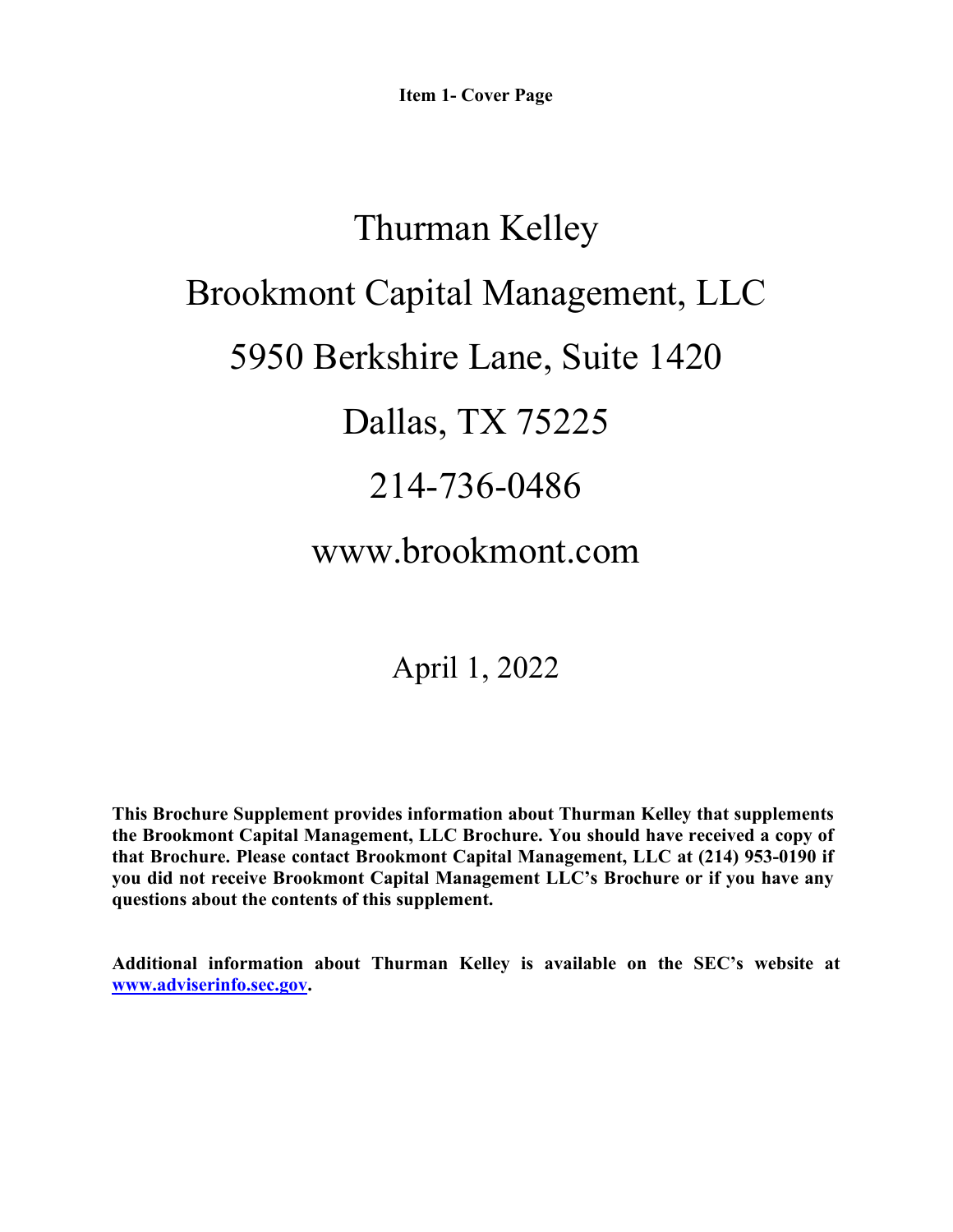**Item 1- Cover Page**

# Thurman Kelley

# Brookmont Capital Management, LLC

# 5950 Berkshire Lane, Suite 1420

# Dallas, TX 75225

# 214-736-0486

# www.brookmont.com

April 1, 2022

**This Brochure Supplement provides information about Thurman Kelley that supplements the Brookmont Capital Management, LLC Brochure. You should have received a copy of that Brochure. Please contact Brookmont Capital Management, LLC at (214) 953-0190 if you did not receive Brookmont Capital Management LLC's Brochure or if you have any questions about the contents of this supplement.**

**Additional information about Thurman Kelley is available on the SEC's website at [www.adviserinfo.sec.gov](http://www.adviserinfo.sec.gov).**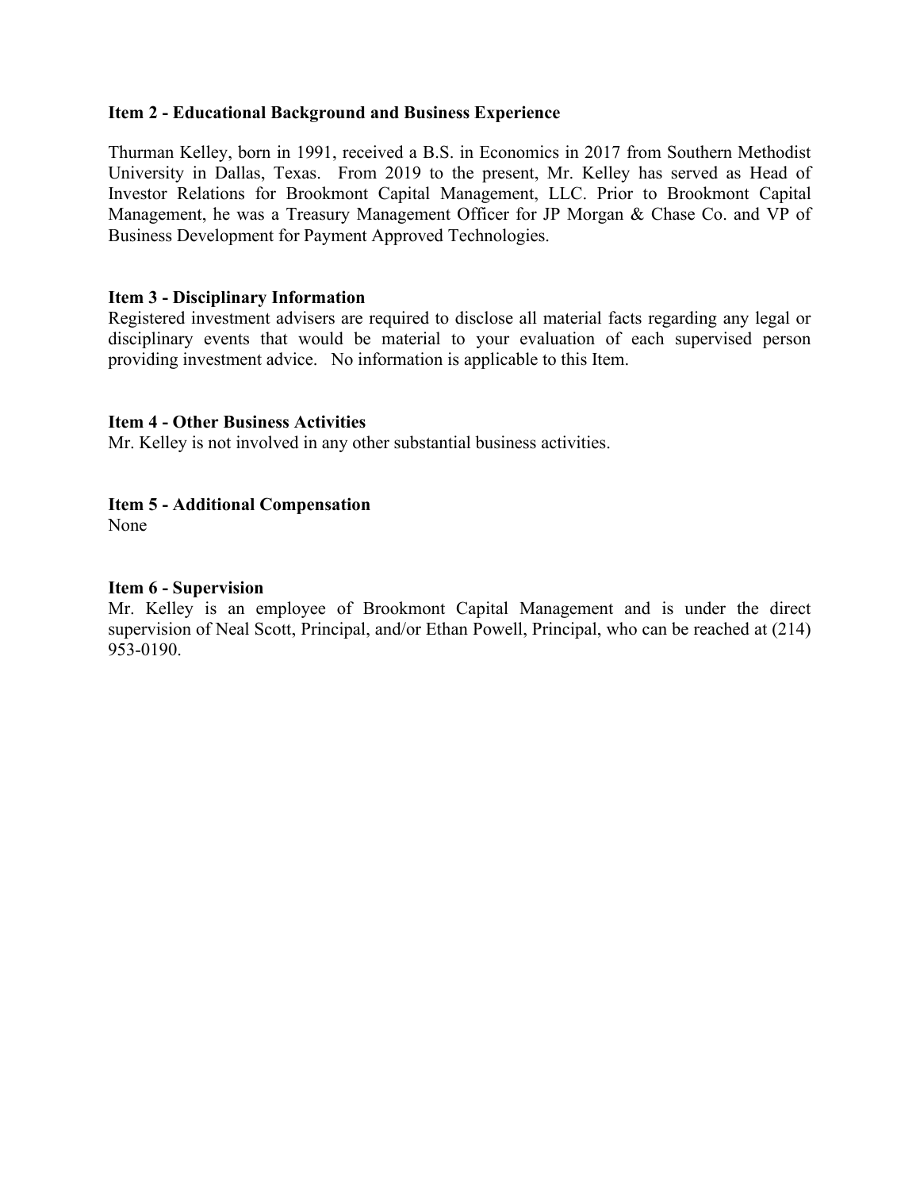### Item 2 - Educational Background and Business Experience

Thurman Kelley, born in 1991, received a B.S. in Economics in 2017 from Southern Methodist University in Dallas, Texas. From 2019 to the present, Mr. Kelley has served as Head of Investor Relations for Brookmont Capital Management, LLC. Prior to Brookmont Capital Management, he was a Treasury Management Officer for JP Morgan & Chase Co. and VP of Business Development for Payment Approved Technologies.

### Item 3 - Disciplinary Information

Registered investment advisers are required to disclose all material facts regarding any legal or disciplinary events that would be material to your evaluation of each supervised person providing investment advice. No information is applicable to this Item.

### Item 4 - Other Business Activities

Mr. Kelley is not involved in any other substantial business activities.

### Item 5 - Additional Compensation

None

### Item 6 - Supervision

Mr. Kelley is an employee of Brookmont Capital Management and is under the direct supervision of Neal Scott, Principal, and/or Ethan Powell, Principal, who can be reached at (214) 953-0190.